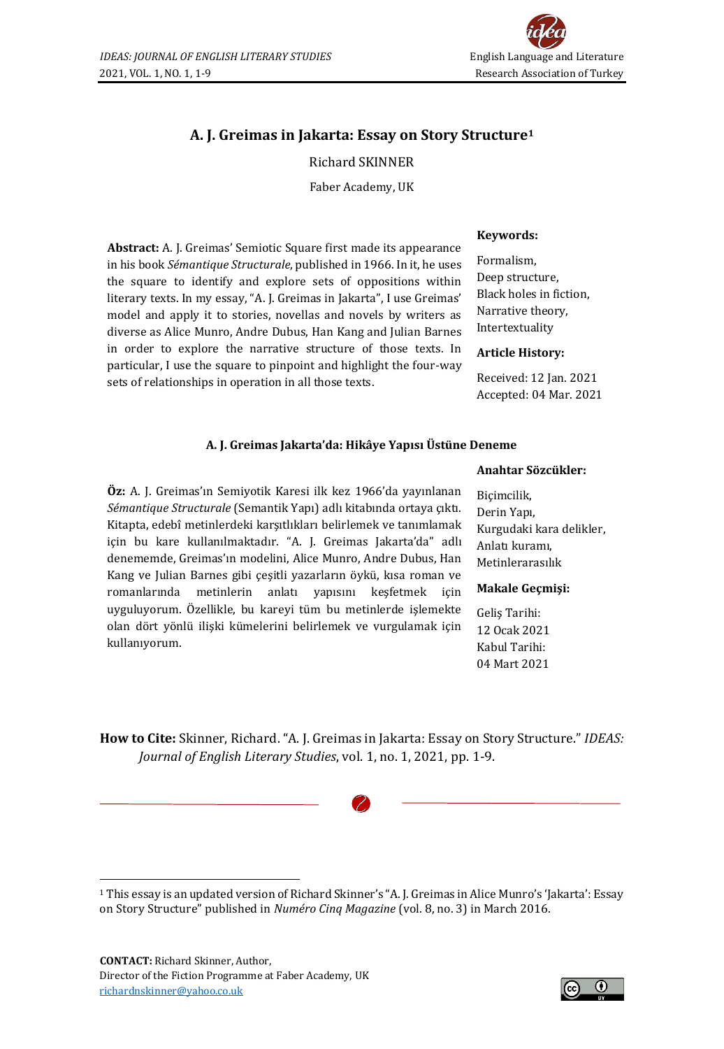# A. J. Greimas in Jakarta: Essay on Story Structure[1]

Richard SKINNER

Faber Academy, UK

**Abstract:** A. J. Greimas' Semiotic Square first made its appearance in his book *Sémantique Structurale*, published in 1966. In it, he uses the square to identify and explore sets of oppositions within literary texts. In my essay, "A. J. Greimas in Jakarta", I use Greimas' model and apply it to stories, novellas and novels by writers as diverse as Alice Munro, Andre Dubus, Han Kang and Julian Barnes in order to explore the narrative structure of those texts. In particular, I use the square to pinpoint and highlight the four-way sets of relationships in operation in all those texts.

**Keywords:**

Formalism,
Deep structure,
Black holes in fiction,
Narrative theory,
Intertextuality

**Article History:**

Received: 12 Jan. 2021
Accepted: 04 Mar. 2021

## A. J. Greimas Jakarta'da: Hikâye Yapısı Üstüne Deneme

**Öz:** A. J. Greimas'ın Semiyotik Karesi ilk kez 1966'da yayınlanan *Sémantique Structurale* (Semantik Yapı) adlı kitabında ortaya çıktı. Kitapta, edebî metinlerdeki karşıtlıkları belirlemek ve tanımlamak için bu kare kullanılmaktadır. "A. J. Greimas Jakarta'da" adlı denememde, Greimas'ın modelini, Alice Munro, Andre Dubus, Han Kang ve Julian Barnes gibi çeşitli yazarların öykü, kısa roman ve romanlarında metinlerin anlatı yapısını keşfetmek için uyguluyorum. Özellikle, bu kareyi tüm bu metinlerde işlemekte olan dört yönlü ilişki kümelerini belirlemek ve vurgulamak için kullanıyorum.

**Anahtar Sözcükler:**

Biçimcilik,
Derin Yapı,
Kurgudaki kara delikler,
Anlatı kuramı,
Metinlerarasılık

**Makale Geçmişi:**

Geliş Tarihi:
12 Ocak 2021
Kabul Tarihi:
04 Mart 2021

**How to Cite:** Skinner, Richard. "A. J. Greimas in Jakarta: Essay on Story Structure." *IDEAS: Journal of English Literary Studies*, vol. 1, no. 1, 2021, pp. 1-9.

[1] This essay is an updated version of Richard Skinner's "A. J. Greimas in Alice Munro's 'Jakarta': Essay on Story Structure" published in *Numéro Cinq Magazine* (vol. 8, no. 3) in March 2016.

**CONTACT:** Richard Skinner, Author,
Director of the Fiction Programme at Faber Academy, UK
richardnskinner@yahoo.co.uk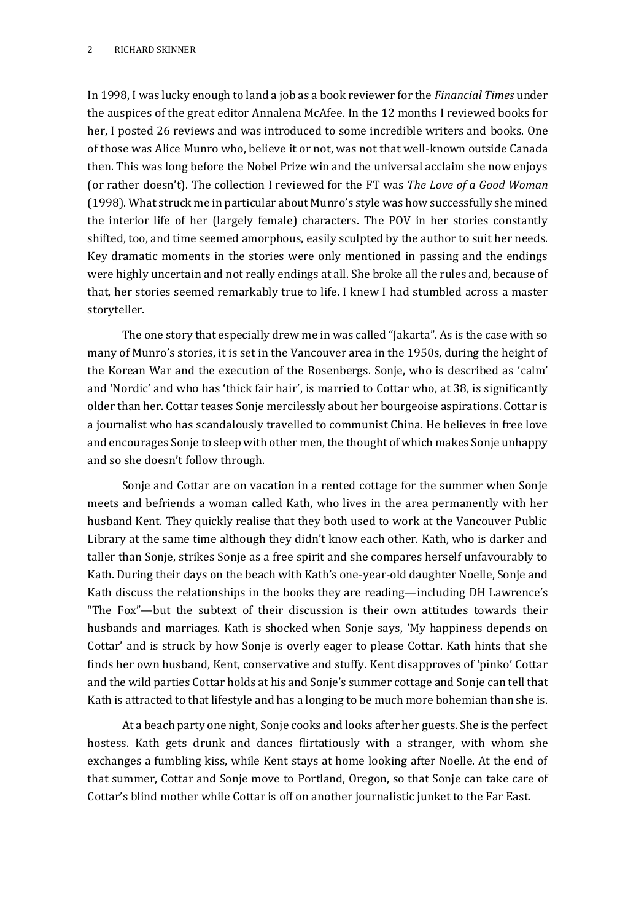In 1998, I was lucky enough to land a job as a book reviewer for the *Financial Times* under the auspices of the great editor Annalena McAfee. In the 12 months I reviewed books for her, I posted 26 reviews and was introduced to some incredible writers and books. One of those was Alice Munro who, believe it or not, was not that well-known outside Canada then. This was long before the Nobel Prize win and the universal acclaim she now enjoys (or rather doesn't). The collection I reviewed for the FT was *The Love of a Good Woman* (1998). What struck me in particular about Munro's style was how successfully she mined the interior life of her (largely female) characters. The POV in her stories constantly shifted, too, and time seemed amorphous, easily sculpted by the author to suit her needs. Key dramatic moments in the stories were only mentioned in passing and the endings were highly uncertain and not really endings at all. She broke all the rules and, because of that, her stories seemed remarkably true to life. I knew I had stumbled across a master storyteller.

The one story that especially drew me in was called "Jakarta". As is the case with so many of Munro's stories, it is set in the Vancouver area in the 1950s, during the height of the Korean War and the execution of the Rosenbergs. Sonje, who is described as 'calm' and 'Nordic' and who has 'thick fair hair', is married to Cottar who, at 38, is significantly older than her. Cottar teases Sonje mercilessly about her bourgeoise aspirations. Cottar is a journalist who has scandalously travelled to communist China. He believes in free love and encourages Sonje to sleep with other men, the thought of which makes Sonje unhappy and so she doesn't follow through.

Sonje and Cottar are on vacation in a rented cottage for the summer when Sonje meets and befriends a woman called Kath, who lives in the area permanently with her husband Kent. They quickly realise that they both used to work at the Vancouver Public Library at the same time although they didn't know each other. Kath, who is darker and taller than Sonje, strikes Sonje as a free spirit and she compares herself unfavourably to Kath. During their days on the beach with Kath's one-year-old daughter Noelle, Sonje and Kath discuss the relationships in the books they are reading—including DH Lawrence's "The Fox"—but the subtext of their discussion is their own attitudes towards their husbands and marriages. Kath is shocked when Sonje says, 'My happiness depends on Cottar' and is struck by how Sonje is overly eager to please Cottar. Kath hints that she finds her own husband, Kent, conservative and stuffy. Kent disapproves of 'pinko' Cottar and the wild parties Cottar holds at his and Sonje's summer cottage and Sonje can tell that Kath is attracted to that lifestyle and has a longing to be much more bohemian than she is.

At a beach party one night, Sonje cooks and looks after her guests. She is the perfect hostess. Kath gets drunk and dances flirtatiously with a stranger, with whom she exchanges a fumbling kiss, while Kent stays at home looking after Noelle. At the end of that summer, Cottar and Sonje move to Portland, Oregon, so that Sonje can take care of Cottar's blind mother while Cottar is off on another journalistic junket to the Far East.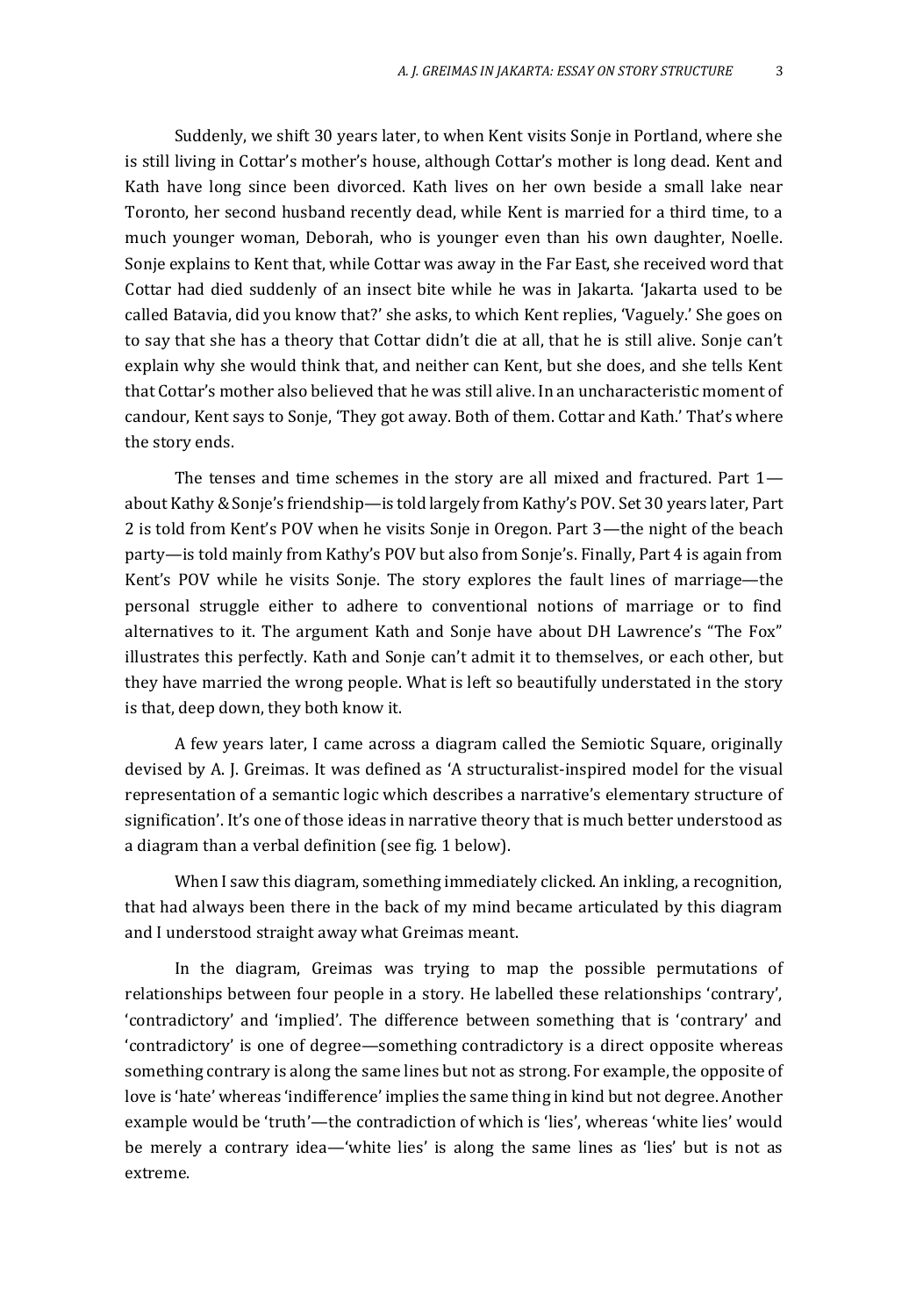Suddenly, we shift 30 years later, to when Kent visits Sonje in Portland, where she is still living in Cottar's mother's house, although Cottar's mother is long dead. Kent and Kath have long since been divorced. Kath lives on her own beside a small lake near Toronto, her second husband recently dead, while Kent is married for a third time, to a much younger woman, Deborah, who is younger even than his own daughter, Noelle. Sonje explains to Kent that, while Cottar was away in the Far East, she received word that Cottar had died suddenly of an insect bite while he was in Jakarta. 'Jakarta used to be called Batavia, did you know that?' she asks, to which Kent replies, 'Vaguely.' She goes on to say that she has a theory that Cottar didn't die at all, that he is still alive. Sonje can't explain why she would think that, and neither can Kent, but she does, and she tells Kent that Cottar's mother also believed that he was still alive. In an uncharacteristic moment of candour, Kent says to Sonje, 'They got away. Both of them. Cottar and Kath.' That's where the story ends.

The tenses and time schemes in the story are all mixed and fractured. Part 1—about Kathy & Sonje's friendship—is told largely from Kathy's POV. Set 30 years later, Part 2 is told from Kent's POV when he visits Sonje in Oregon. Part 3—the night of the beach party—is told mainly from Kathy's POV but also from Sonje's. Finally, Part 4 is again from Kent's POV while he visits Sonje. The story explores the fault lines of marriage—the personal struggle either to adhere to conventional notions of marriage or to find alternatives to it. The argument Kath and Sonje have about DH Lawrence's "The Fox" illustrates this perfectly. Kath and Sonje can't admit it to themselves, or each other, but they have married the wrong people. What is left so beautifully understated in the story is that, deep down, they both know it.

A few years later, I came across a diagram called the Semiotic Square, originally devised by A. J. Greimas. It was defined as 'A structuralist-inspired model for the visual representation of a semantic logic which describes a narrative's elementary structure of signification'. It's one of those ideas in narrative theory that is much better understood as a diagram than a verbal definition (see fig. 1 below).

When I saw this diagram, something immediately clicked. An inkling, a recognition, that had always been there in the back of my mind became articulated by this diagram and I understood straight away what Greimas meant.

In the diagram, Greimas was trying to map the possible permutations of relationships between four people in a story. He labelled these relationships 'contrary', 'contradictory' and 'implied'. The difference between something that is 'contrary' and 'contradictory' is one of degree—something contradictory is a direct opposite whereas something contrary is along the same lines but not as strong. For example, the opposite of love is 'hate' whereas 'indifference' implies the same thing in kind but not degree. Another example would be 'truth'—the contradiction of which is 'lies', whereas 'white lies' would be merely a contrary idea—'white lies' is along the same lines as 'lies' but is not as extreme.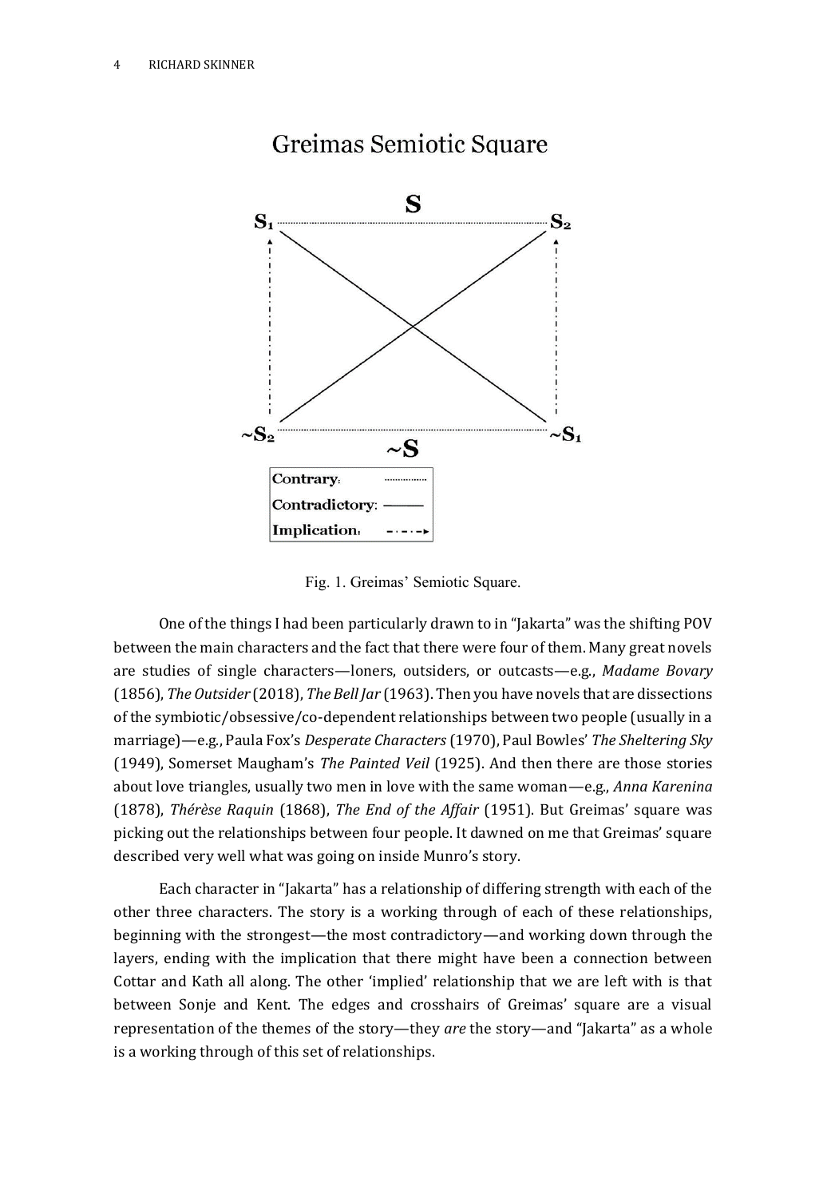Fig. 1. Greimas' Semiotic Square.

One of the things I had been particularly drawn to in "Jakarta" was the shifting POV between the main characters and the fact that there were four of them. Many great novels are studies of single characters—loners, outsiders, or outcasts—e.g., *Madame Bovary* (1856), *The Outsider* (2018), *The Bell Jar* (1963). Then you have novels that are dissections of the symbiotic/obsessive/co-dependent relationships between two people (usually in a marriage)—e.g., Paula Fox's *Desperate Characters* (1970), Paul Bowles' *The Sheltering Sky* (1949), Somerset Maugham's *The Painted Veil* (1925). And then there are those stories about love triangles, usually two men in love with the same woman—e.g., *Anna Karenina* (1878), *Thérèse Raquin* (1868), *The End of the Affair* (1951). But Greimas' square was picking out the relationships between four people. It dawned on me that Greimas' square described very well what was going on inside Munro's story.

Each character in "Jakarta" has a relationship of differing strength with each of the other three characters. The story is a working through of each of these relationships, beginning with the strongest—the most contradictory—and working down through the layers, ending with the implication that there might have been a connection between Cottar and Kath all along. The other 'implied' relationship that we are left with is that between Sonje and Kent. The edges and crosshairs of Greimas' square are a visual representation of the themes of the story—they *are* the story—and "Jakarta" as a whole is a working through of this set of relationships.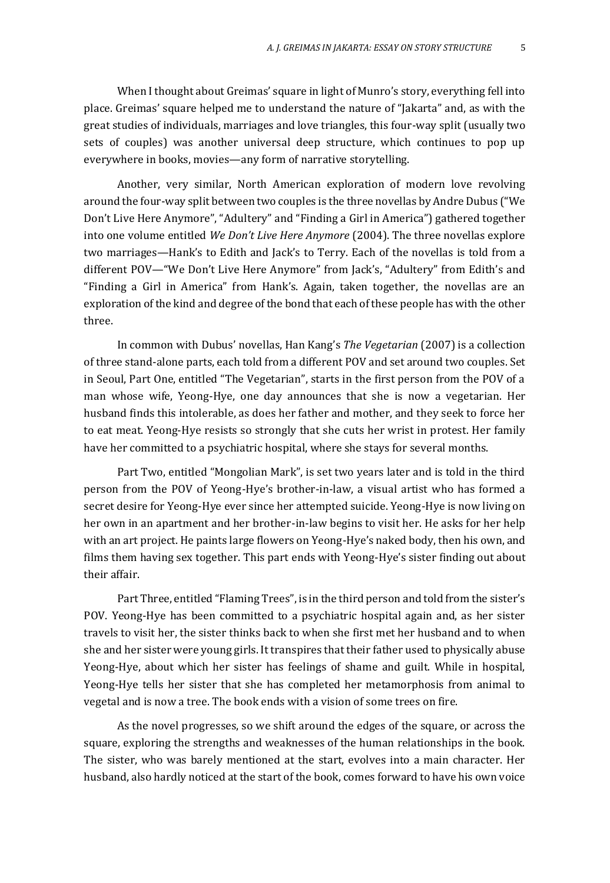When I thought about Greimas' square in light of Munro's story, everything fell into place. Greimas' square helped me to understand the nature of "Jakarta" and, as with the great studies of individuals, marriages and love triangles, this four-way split (usually two sets of couples) was another universal deep structure, which continues to pop up everywhere in books, movies—any form of narrative storytelling.

Another, very similar, North American exploration of modern love revolving around the four-way split between two couples is the three novellas by Andre Dubus ("We Don't Live Here Anymore", "Adultery" and "Finding a Girl in America") gathered together into one volume entitled *We Don't Live Here Anymore* (2004). The three novellas explore two marriages—Hank's to Edith and Jack's to Terry. Each of the novellas is told from a different POV—"We Don't Live Here Anymore" from Jack's, "Adultery" from Edith's and "Finding a Girl in America" from Hank's. Again, taken together, the novellas are an exploration of the kind and degree of the bond that each of these people has with the other three.

In common with Dubus' novellas, Han Kang's *The Vegetarian* (2007) is a collection of three stand-alone parts, each told from a different POV and set around two couples. Set in Seoul, Part One, entitled "The Vegetarian", starts in the first person from the POV of a man whose wife, Yeong-Hye, one day announces that she is now a vegetarian. Her husband finds this intolerable, as does her father and mother, and they seek to force her to eat meat. Yeong-Hye resists so strongly that she cuts her wrist in protest. Her family have her committed to a psychiatric hospital, where she stays for several months.

Part Two, entitled "Mongolian Mark", is set two years later and is told in the third person from the POV of Yeong-Hye's brother-in-law, a visual artist who has formed a secret desire for Yeong-Hye ever since her attempted suicide. Yeong-Hye is now living on her own in an apartment and her brother-in-law begins to visit her. He asks for her help with an art project. He paints large flowers on Yeong-Hye's naked body, then his own, and films them having sex together. This part ends with Yeong-Hye's sister finding out about their affair.

Part Three, entitled "Flaming Trees", is in the third person and told from the sister's POV. Yeong-Hye has been committed to a psychiatric hospital again and, as her sister travels to visit her, the sister thinks back to when she first met her husband and to when she and her sister were young girls. It transpires that their father used to physically abuse Yeong-Hye, about which her sister has feelings of shame and guilt. While in hospital, Yeong-Hye tells her sister that she has completed her metamorphosis from animal to vegetal and is now a tree. The book ends with a vision of some trees on fire.

As the novel progresses, so we shift around the edges of the square, or across the square, exploring the strengths and weaknesses of the human relationships in the book. The sister, who was barely mentioned at the start, evolves into a main character. Her husband, also hardly noticed at the start of the book, comes forward to have his own voice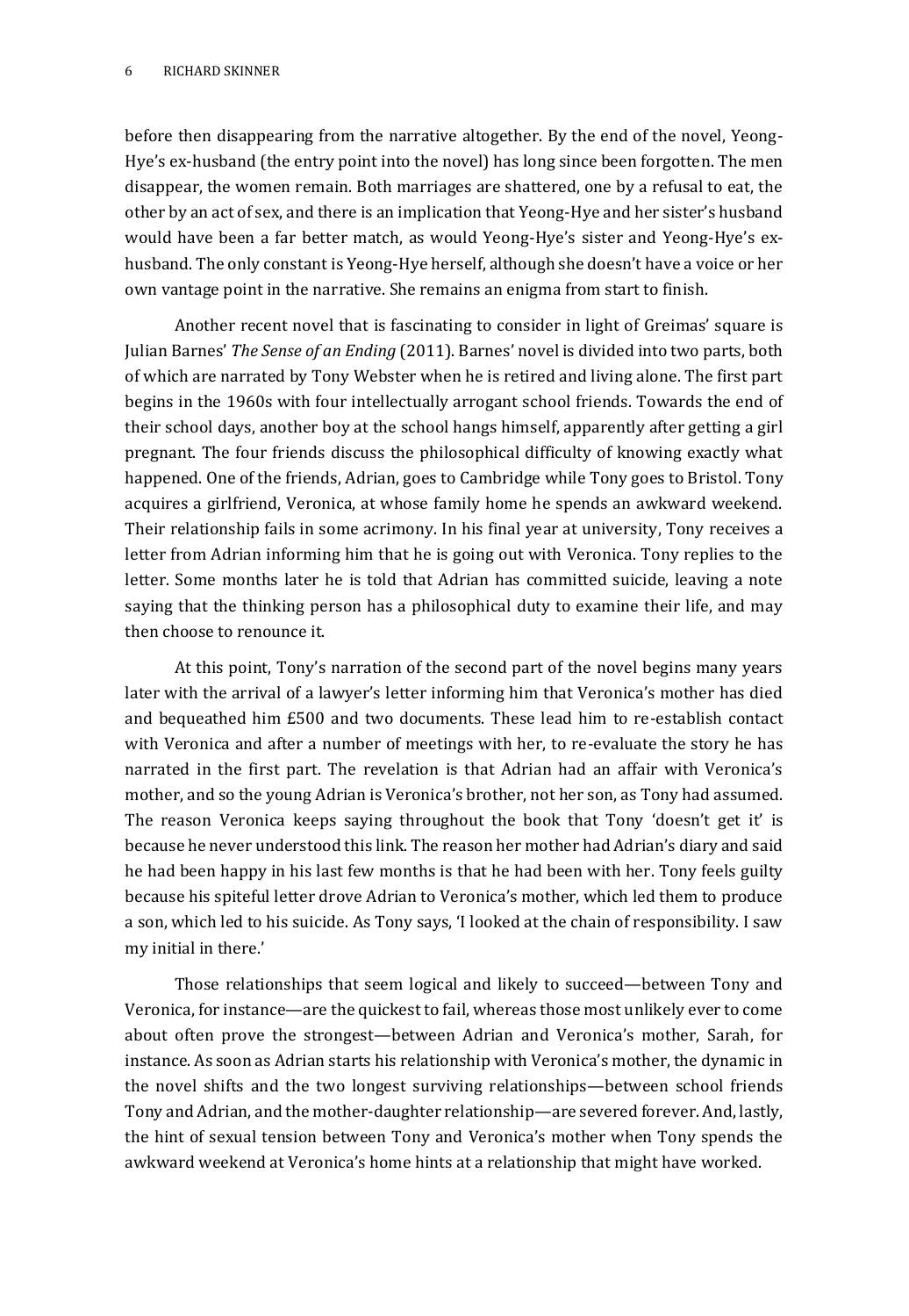before then disappearing from the narrative altogether. By the end of the novel, Yeong-Hye's ex-husband (the entry point into the novel) has long since been forgotten. The men disappear, the women remain. Both marriages are shattered, one by a refusal to eat, the other by an act of sex, and there is an implication that Yeong-Hye and her sister's husband would have been a far better match, as would Yeong-Hye's sister and Yeong-Hye's ex-husband. The only constant is Yeong-Hye herself, although she doesn't have a voice or her own vantage point in the narrative. She remains an enigma from start to finish.

Another recent novel that is fascinating to consider in light of Greimas' square is Julian Barnes' *The Sense of an Ending* (2011). Barnes' novel is divided into two parts, both of which are narrated by Tony Webster when he is retired and living alone. The first part begins in the 1960s with four intellectually arrogant school friends. Towards the end of their school days, another boy at the school hangs himself, apparently after getting a girl pregnant. The four friends discuss the philosophical difficulty of knowing exactly what happened. One of the friends, Adrian, goes to Cambridge while Tony goes to Bristol. Tony acquires a girlfriend, Veronica, at whose family home he spends an awkward weekend. Their relationship fails in some acrimony. In his final year at university, Tony receives a letter from Adrian informing him that he is going out with Veronica. Tony replies to the letter. Some months later he is told that Adrian has committed suicide, leaving a note saying that the thinking person has a philosophical duty to examine their life, and may then choose to renounce it.

At this point, Tony's narration of the second part of the novel begins many years later with the arrival of a lawyer's letter informing him that Veronica's mother has died and bequeathed him £500 and two documents. These lead him to re-establish contact with Veronica and after a number of meetings with her, to re-evaluate the story he has narrated in the first part. The revelation is that Adrian had an affair with Veronica's mother, and so the young Adrian is Veronica's brother, not her son, as Tony had assumed. The reason Veronica keeps saying throughout the book that Tony 'doesn't get it' is because he never understood this link. The reason her mother had Adrian's diary and said he had been happy in his last few months is that he had been with her. Tony feels guilty because his spiteful letter drove Adrian to Veronica's mother, which led them to produce a son, which led to his suicide. As Tony says, 'I looked at the chain of responsibility. I saw my initial in there.'

Those relationships that seem logical and likely to succeed—between Tony and Veronica, for instance—are the quickest to fail, whereas those most unlikely ever to come about often prove the strongest—between Adrian and Veronica's mother, Sarah, for instance. As soon as Adrian starts his relationship with Veronica's mother, the dynamic in the novel shifts and the two longest surviving relationships—between school friends Tony and Adrian, and the mother-daughter relationship—are severed forever. And, lastly, the hint of sexual tension between Tony and Veronica's mother when Tony spends the awkward weekend at Veronica's home hints at a relationship that might have worked.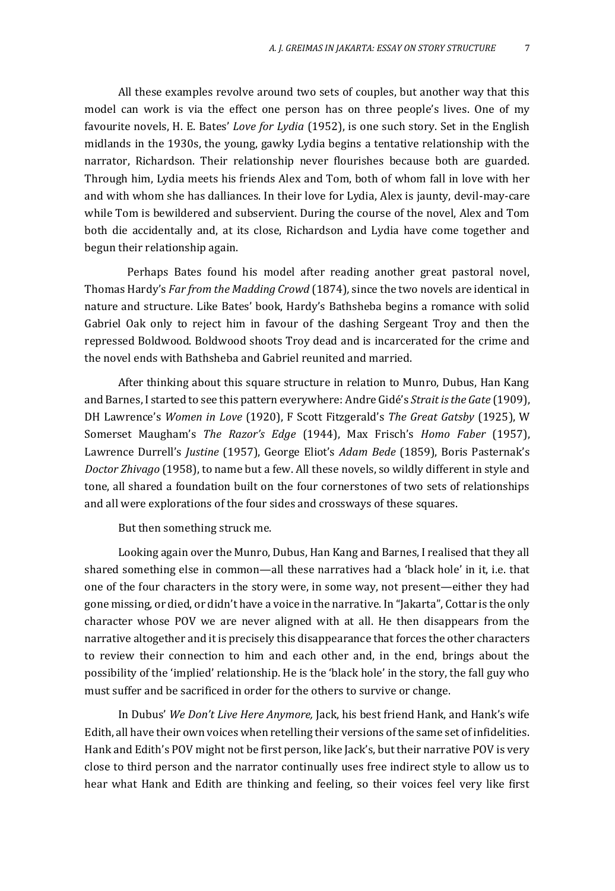All these examples revolve around two sets of couples, but another way that this model can work is via the effect one person has on three people's lives. One of my favourite novels, H. E. Bates' *Love for Lydia* (1952), is one such story. Set in the English midlands in the 1930s, the young, gawky Lydia begins a tentative relationship with the narrator, Richardson. Their relationship never flourishes because both are guarded. Through him, Lydia meets his friends Alex and Tom, both of whom fall in love with her and with whom she has dalliances. In their love for Lydia, Alex is jaunty, devil-may-care while Tom is bewildered and subservient. During the course of the novel, Alex and Tom both die accidentally and, at its close, Richardson and Lydia have come together and begun their relationship again.

Perhaps Bates found his model after reading another great pastoral novel, Thomas Hardy's *Far from the Madding Crowd* (1874), since the two novels are identical in nature and structure. Like Bates' book, Hardy's Bathsheba begins a romance with solid Gabriel Oak only to reject him in favour of the dashing Sergeant Troy and then the repressed Boldwood. Boldwood shoots Troy dead and is incarcerated for the crime and the novel ends with Bathsheba and Gabriel reunited and married.

After thinking about this square structure in relation to Munro, Dubus, Han Kang and Barnes, I started to see this pattern everywhere: Andre Gidé's *Strait is the Gate* (1909), DH Lawrence's *Women in Love* (1920), F Scott Fitzgerald's *The Great Gatsby* (1925), W Somerset Maugham's *The Razor's Edge* (1944), Max Frisch's *Homo Faber* (1957), Lawrence Durrell's *Justine* (1957), George Eliot's *Adam Bede* (1859), Boris Pasternak's *Doctor Zhivago* (1958), to name but a few. All these novels, so wildly different in style and tone, all shared a foundation built on the four cornerstones of two sets of relationships and all were explorations of the four sides and crossways of these squares.

But then something struck me.

Looking again over the Munro, Dubus, Han Kang and Barnes, I realised that they all shared something else in common—all these narratives had a 'black hole' in it, i.e. that one of the four characters in the story were, in some way, not present—either they had gone missing, or died, or didn't have a voice in the narrative. In "Jakarta", Cottar is the only character whose POV we are never aligned with at all. He then disappears from the narrative altogether and it is precisely this disappearance that forces the other characters to review their connection to him and each other and, in the end, brings about the possibility of the 'implied' relationship. He is the 'black hole' in the story, the fall guy who must suffer and be sacrificed in order for the others to survive or change.

In Dubus' *We Don't Live Here Anymore,* Jack, his best friend Hank, and Hank's wife Edith, all have their own voices when retelling their versions of the same set of infidelities. Hank and Edith's POV might not be first person, like Jack's, but their narrative POV is very close to third person and the narrator continually uses free indirect style to allow us to hear what Hank and Edith are thinking and feeling, so their voices feel very like first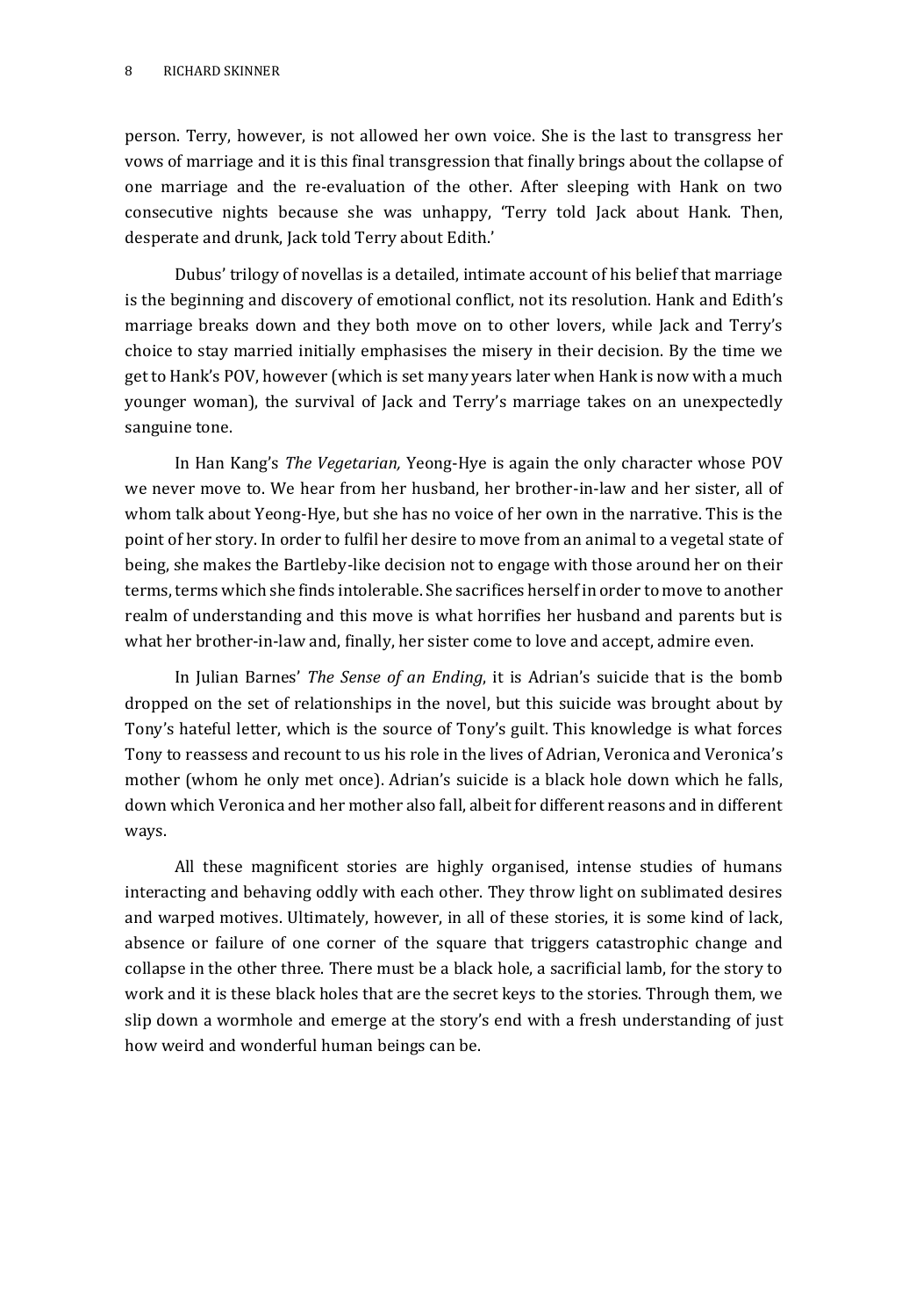person. Terry, however, is not allowed her own voice. She is the last to transgress her vows of marriage and it is this final transgression that finally brings about the collapse of one marriage and the re-evaluation of the other. After sleeping with Hank on two consecutive nights because she was unhappy, 'Terry told Jack about Hank. Then, desperate and drunk, Jack told Terry about Edith.'

Dubus' trilogy of novellas is a detailed, intimate account of his belief that marriage is the beginning and discovery of emotional conflict, not its resolution. Hank and Edith's marriage breaks down and they both move on to other lovers, while Jack and Terry's choice to stay married initially emphasises the misery in their decision. By the time we get to Hank's POV, however (which is set many years later when Hank is now with a much younger woman), the survival of Jack and Terry's marriage takes on an unexpectedly sanguine tone.

In Han Kang's *The Vegetarian,* Yeong-Hye is again the only character whose POV we never move to. We hear from her husband, her brother-in-law and her sister, all of whom talk about Yeong-Hye, but she has no voice of her own in the narrative. This is the point of her story. In order to fulfil her desire to move from an animal to a vegetal state of being, she makes the Bartleby-like decision not to engage with those around her on their terms, terms which she finds intolerable. She sacrifices herself in order to move to another realm of understanding and this move is what horrifies her husband and parents but is what her brother-in-law and, finally, her sister come to love and accept, admire even.

In Julian Barnes' *The Sense of an Ending*, it is Adrian's suicide that is the bomb dropped on the set of relationships in the novel, but this suicide was brought about by Tony's hateful letter, which is the source of Tony's guilt. This knowledge is what forces Tony to reassess and recount to us his role in the lives of Adrian, Veronica and Veronica's mother (whom he only met once). Adrian's suicide is a black hole down which he falls, down which Veronica and her mother also fall, albeit for different reasons and in different ways.

All these magnificent stories are highly organised, intense studies of humans interacting and behaving oddly with each other. They throw light on sublimated desires and warped motives. Ultimately, however, in all of these stories, it is some kind of lack, absence or failure of one corner of the square that triggers catastrophic change and collapse in the other three. There must be a black hole, a sacrificial lamb, for the story to work and it is these black holes that are the secret keys to the stories. Through them, we slip down a wormhole and emerge at the story's end with a fresh understanding of just how weird and wonderful human beings can be.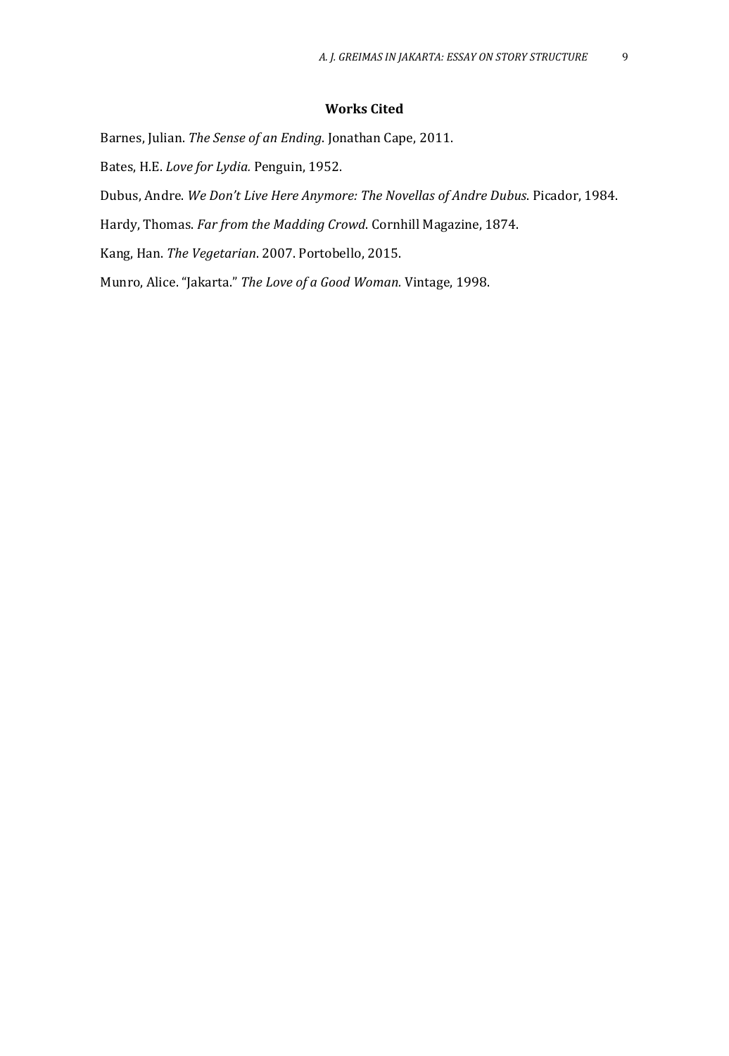## Works Cited

Barnes, Julian. *The Sense of an Ending*. Jonathan Cape, 2011.

Bates, H.E. *Love for Lydia.* Penguin, 1952.

Dubus, Andre. *We Don't Live Here Anymore: The Novellas of Andre Dubus*. Picador, 1984.

Hardy, Thomas. *Far from the Madding Crowd*. Cornhill Magazine, 1874.

Kang, Han. *The Vegetarian*. 2007. Portobello, 2015.

Munro, Alice. "Jakarta." *The Love of a Good Woman.* Vintage, 1998.